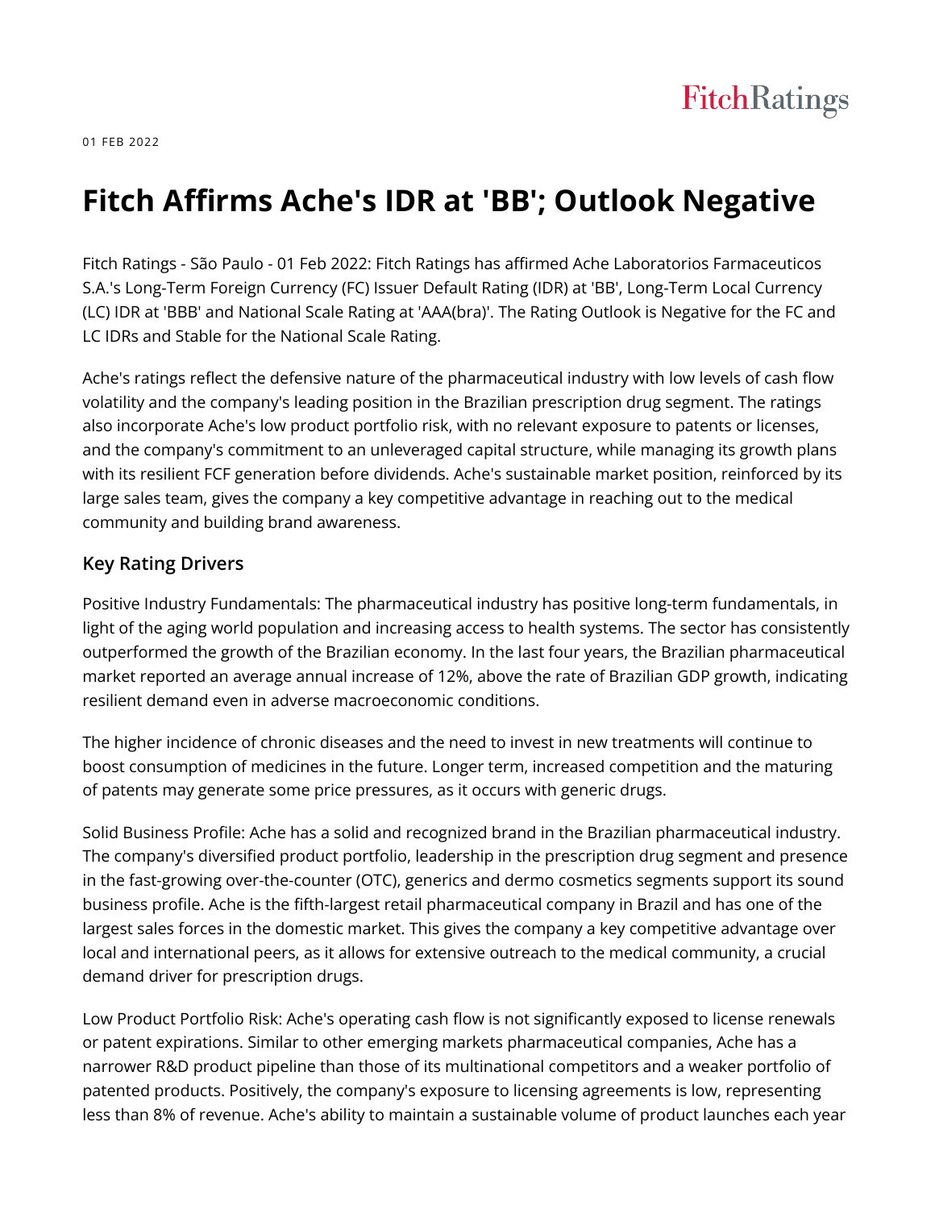01 FEB 2022

# Fitch Affirms Ache's IDR at 'BB'; Outlook Negative

Fitch Ratings - São Paulo - 01 Feb 2022: Fitch Ratings has affirmed Ache Laboratorios Farmaceuticos S.A.'s Long-Term Foreign Currency (FC) Issuer Default Rating (IDR) at 'BB', Long-Term Local Currency (LC) IDR at 'BBB' and National Scale Rating at 'AAA(bra)'. The Rating Outlook is Negative for the FC and LC IDRs and Stable for the National Scale Rating.

Ache's ratings reflect the defensive nature of the pharmaceutical industry with low levels of cash flow volatility and the company's leading position in the Brazilian prescription drug segment. The ratings also incorporate Ache's low product portfolio risk, with no relevant exposure to patents or licenses, and the company's commitment to an unleveraged capital structure, while managing its growth plans with its resilient FCF generation before dividends. Ache's sustainable market position, reinforced by its large sales team, gives the company a key competitive advantage in reaching out to the medical community and building brand awareness.

### Key Rating Drivers

Positive Industry Fundamentals: The pharmaceutical industry has positive long-term fundamentals, in light of the aging world population and increasing access to health systems. The sector has consistently outperformed the growth of the Brazilian economy. In the last four years, the Brazilian pharmaceutical market reported an average annual increase of 12%, above the rate of Brazilian GDP growth, indicating resilient demand even in adverse macroeconomic conditions.

The higher incidence of chronic diseases and the need to invest in new treatments will continue to boost consumption of medicines in the future. Longer term, increased competition and the maturing of patents may generate some price pressures, as it occurs with generic drugs.

Solid Business Profile: Ache has a solid and recognized brand in the Brazilian pharmaceutical industry. The company's diversified product portfolio, leadership in the prescription drug segment and presence in the fast-growing over-the-counter (OTC), generics and dermo cosmetics segments support its sound business profile. Ache is the fifth-largest retail pharmaceutical company in Brazil and has one of the largest sales forces in the domestic market. This gives the company a key competitive advantage over local and international peers, as it allows for extensive outreach to the medical community, a crucial demand driver for prescription drugs.

Low Product Portfolio Risk: Ache's operating cash flow is not significantly exposed to license renewals or patent expirations. Similar to other emerging markets pharmaceutical companies, Ache has a narrower R&D product pipeline than those of its multinational competitors and a weaker portfolio of patented products. Positively, the company's exposure to licensing agreements is low, representing less than 8% of revenue. Ache's ability to maintain a sustainable volume of product launches each year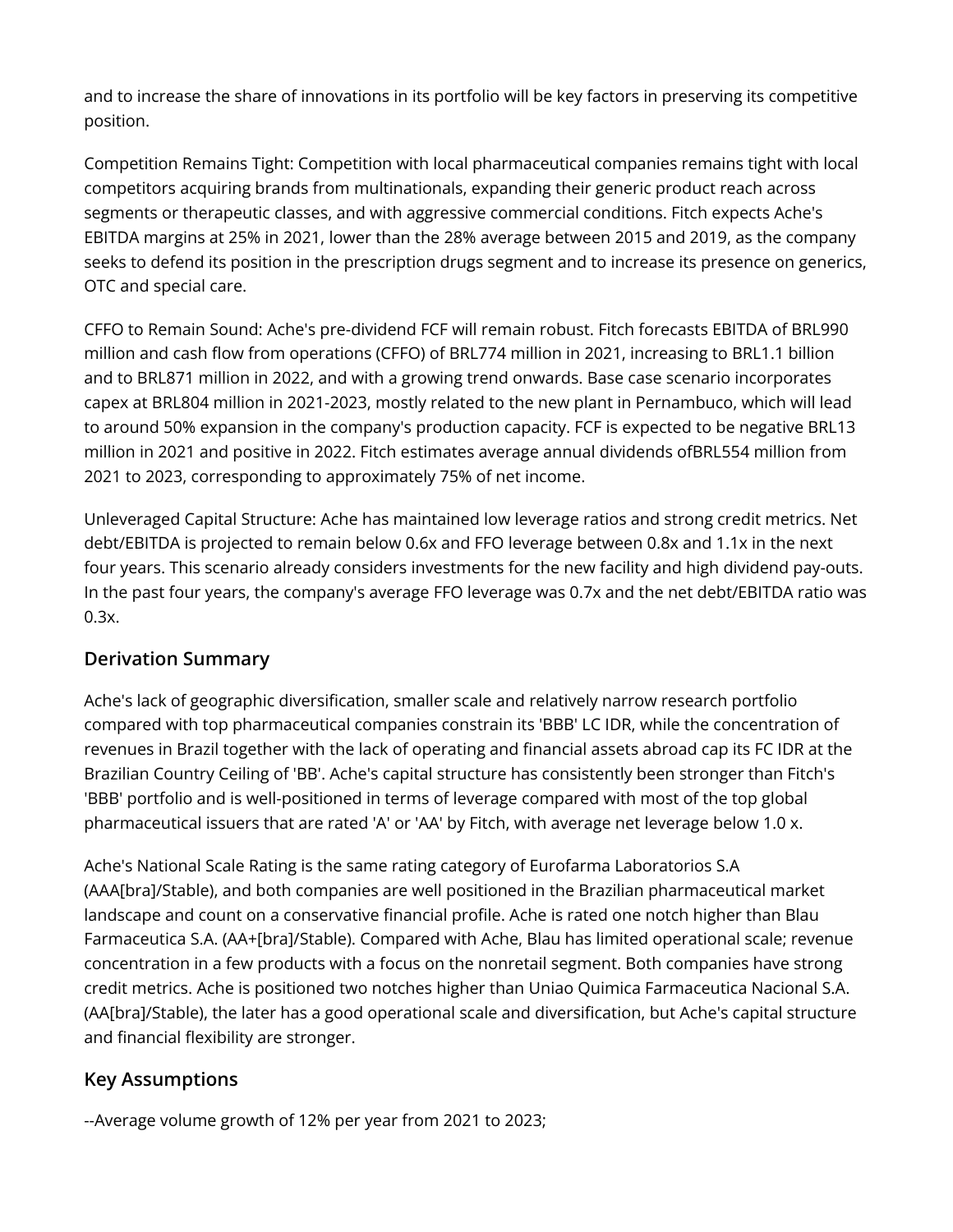and to increase the share of innovations in its portfolio will be key factors in preserving its competitive position.

Competition Remains Tight: Competition with local pharmaceutical companies remains tight with local competitors acquiring brands from multinationals, expanding their generic product reach across segments or therapeutic classes, and with aggressive commercial conditions. Fitch expects Ache's EBITDA margins at 25% in 2021, lower than the 28% average between 2015 and 2019, as the company seeks to defend its position in the prescription drugs segment and to increase its presence on generics, OTC and special care.

CFFO to Remain Sound: Ache's pre-dividend FCF will remain robust. Fitch forecasts EBITDA of BRL990 million and cash flow from operations (CFFO) of BRL774 million in 2021, increasing to BRL1.1 billion and to BRL871 million in 2022, and with a growing trend onwards. Base case scenario incorporates capex at BRL804 million in 2021-2023, mostly related to the new plant in Pernambuco, which will lead to around 50% expansion in the company's production capacity. FCF is expected to be negative BRL13 million in 2021 and positive in 2022. Fitch estimates average annual dividends ofBRL554 million from 2021 to 2023, corresponding to approximately 75% of net income.

Unleveraged Capital Structure: Ache has maintained low leverage ratios and strong credit metrics. Net debt/EBITDA is projected to remain below 0.6x and FFO leverage between 0.8x and 1.1x in the next four years. This scenario already considers investments for the new facility and high dividend pay-outs. In the past four years, the company's average FFO leverage was 0.7x and the net debt/EBITDA ratio was 0.3x.

## Derivation Summary

Ache's lack of geographic diversification, smaller scale and relatively narrow research portfolio compared with top pharmaceutical companies constrain its 'BBB' LC IDR, while the concentration of revenues in Brazil together with the lack of operating and financial assets abroad cap its FC IDR at the Brazilian Country Ceiling of 'BB'. Ache's capital structure has consistently been stronger than Fitch's 'BBB' portfolio and is well-positioned in terms of leverage compared with most of the top global pharmaceutical issuers that are rated 'A' or 'AA' by Fitch, with average net leverage below 1.0 x.

Ache's National Scale Rating is the same rating category of Eurofarma Laboratorios S.A (AAA[bra]/Stable), and both companies are well positioned in the Brazilian pharmaceutical market landscape and count on a conservative financial profile. Ache is rated one notch higher than Blau Farmaceutica S.A. (AA+[bra]/Stable). Compared with Ache, Blau has limited operational scale; revenue concentration in a few products with a focus on the nonretail segment. Both companies have strong credit metrics. Ache is positioned two notches higher than Uniao Quimica Farmaceutica Nacional S.A. (AA[bra]/Stable), the later has a good operational scale and diversification, but Ache's capital structure and financial flexibility are stronger.

## Key Assumptions

--Average volume growth of 12% per year from 2021 to 2023;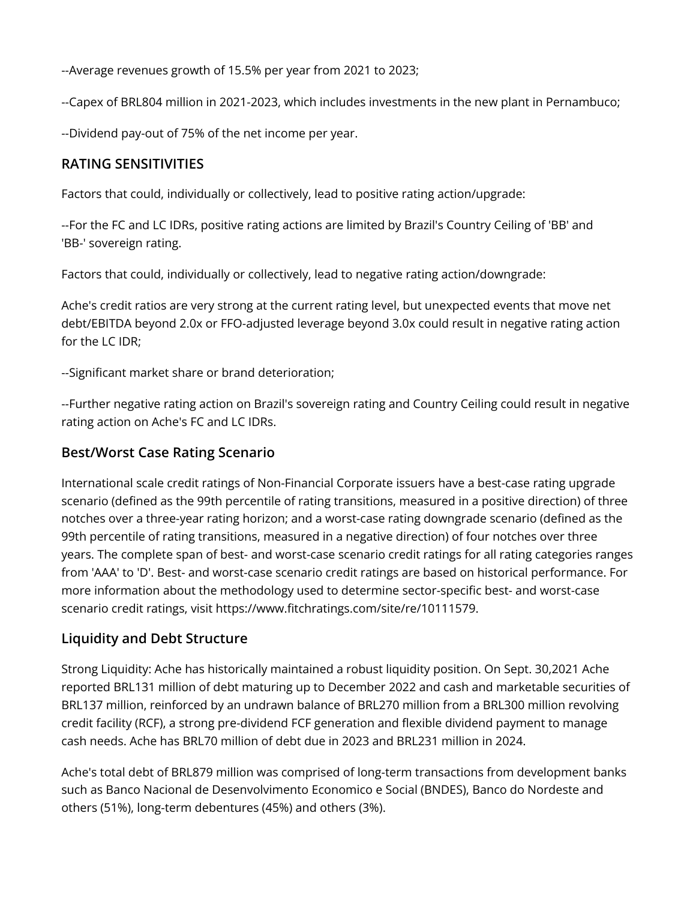--Average revenues growth of 15.5% per year from 2021 to 2023;

--Capex of BRL804 million in 2021-2023, which includes investments in the new plant in Pernambuco;

--Dividend pay-out of 75% of the net income per year.

## RATING SENSITIVITIES

Factors that could, individually or collectively, lead to positive rating action/upgrade:

--For the FC and LC IDRs, positive rating actions are limited by Brazil's Country Ceiling of 'BB' and 'BB-' sovereign rating.

Factors that could, individually or collectively, lead to negative rating action/downgrade:

Ache's credit ratios are very strong at the current rating level, but unexpected events that move net debt/EBITDA beyond 2.0x or FFO-adjusted leverage beyond 3.0x could result in negative rating action for the LC IDR;

--Significant market share or brand deterioration;

--Further negative rating action on Brazil's sovereign rating and Country Ceiling could result in negative rating action on Ache's FC and LC IDRs.

## Best/Worst Case Rating Scenario

International scale credit ratings of Non-Financial Corporate issuers have a best-case rating upgrade scenario (defined as the 99th percentile of rating transitions, measured in a positive direction) of three notches over a three-year rating horizon; and a worst-case rating downgrade scenario (defined as the 99th percentile of rating transitions, measured in a negative direction) of four notches over three years. The complete span of best- and worst-case scenario credit ratings for all rating categories ranges from 'AAA' to 'D'. Best- and worst-case scenario credit ratings are based on historical performance. For more information about the methodology used to determine sector-specific best- and worst-case scenario credit ratings, visit https://www.fitchratings.com/site/re/10111579.

## Liquidity and Debt Structure

Strong Liquidity: Ache has historically maintained a robust liquidity position. On Sept. 30,2021 Ache reported BRL131 million of debt maturing up to December 2022 and cash and marketable securities of BRL137 million, reinforced by an undrawn balance of BRL270 million from a BRL300 million revolving credit facility (RCF), a strong pre-dividend FCF generation and flexible dividend payment to manage cash needs. Ache has BRL70 million of debt due in 2023 and BRL231 million in 2024.

Ache's total debt of BRL879 million was comprised of long-term transactions from development banks such as Banco Nacional de Desenvolvimento Economico e Social (BNDES), Banco do Nordeste and others (51%), long-term debentures (45%) and others (3%).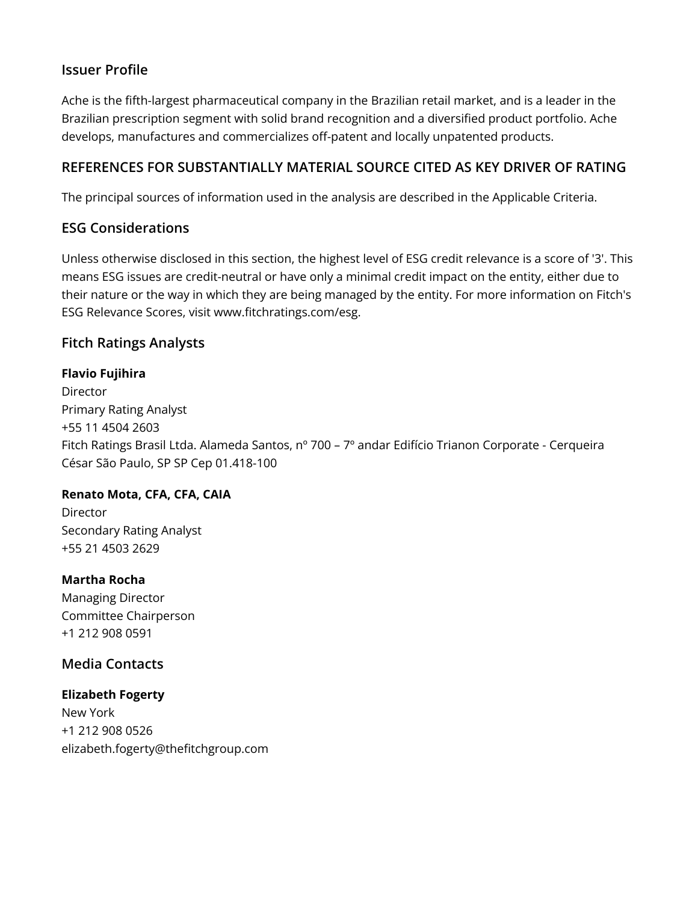## Issuer Profile

Ache is the fifth-largest pharmaceutical company in the Brazilian retail market, and is a leader in the Brazilian prescription segment with solid brand recognition and a diversified product portfolio. Ache develops, manufactures and commercializes off-patent and locally unpatented products.

## REFERENCES FOR SUBSTANTIALLY MATERIAL SOURCE CITED AS KEY DRIVER OF RATING

The principal sources of information used in the analysis are described in the Applicable Criteria.

## ESG Considerations

Unless otherwise disclosed in this section, the highest level of ESG credit relevance is a score of '3'. This means ESG issues are credit-neutral or have only a minimal credit impact on the entity, either due to their nature or the way in which they are being managed by the entity. For more information on Fitch's ESG Relevance Scores, visit www.fitchratings.com/esg.

## Fitch Ratings Analysts

**Flavio Fujihira**
Director
Primary Rating Analyst
+55 11 4504 2603
Fitch Ratings Brasil Ltda. Alameda Santos, nº 700 – 7º andar Edifício Trianon Corporate - Cerqueira César São Paulo, SP SP Cep 01.418-100

**Renato Mota, CFA, CFA, CAIA**
Director
Secondary Rating Analyst
+55 21 4503 2629

**Martha Rocha**
Managing Director
Committee Chairperson
+1 212 908 0591

## Media Contacts

**Elizabeth Fogerty**
New York
+1 212 908 0526
elizabeth.fogerty@thefitchgroup.com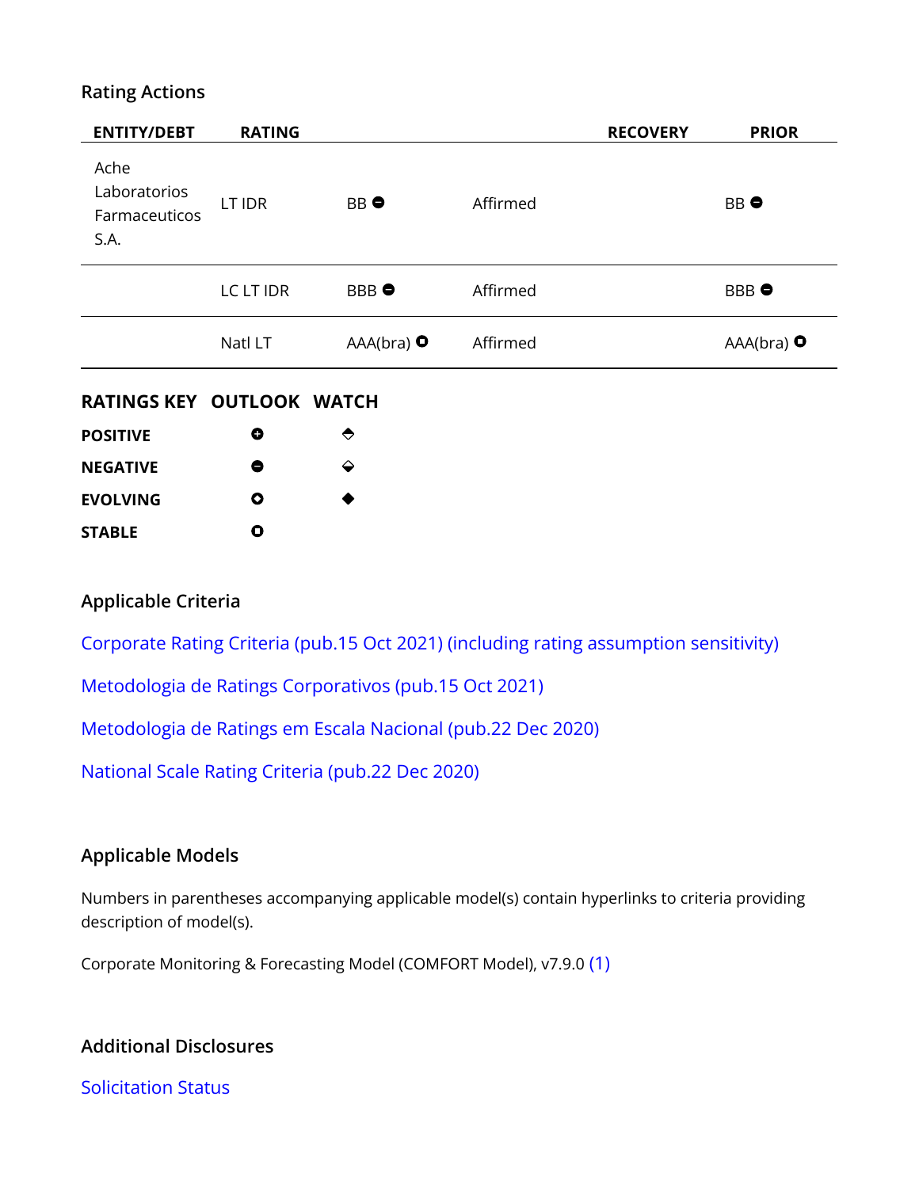## Rating Actions

| ENTITY/DEBT | RATING | | | RECOVERY | PRIOR |
|---|---|---|---|---|---|
| Ache Laboratorios Farmaceuticos S.A. | LT IDR | BB ⊖ | Affirmed | | BB ⊖ |
| | LC LT IDR | BBB ⊖ | Affirmed | | BBB ⊖ |
| | Natl LT | AAA(bra) ◻ | Affirmed | | AAA(bra) ◻ |

| RATINGS KEY | OUTLOOK | WATCH |
|---|---|---|
| **POSITIVE** | ⊕ | ⬘ |
| **NEGATIVE** | ⊖ | ⬙ |
| **EVOLVING** | ⊙ | ◆ |
| **STABLE** | ◻ | |

## Applicable Criteria

Corporate Rating Criteria (pub.15 Oct 2021) (including rating assumption sensitivity)

Metodologia de Ratings Corporativos (pub.15 Oct 2021)

Metodologia de Ratings em Escala Nacional (pub.22 Dec 2020)

National Scale Rating Criteria (pub.22 Dec 2020)

## Applicable Models

Numbers in parentheses accompanying applicable model(s) contain hyperlinks to criteria providing description of model(s).

Corporate Monitoring & Forecasting Model (COMFORT Model), v7.9.0 (1)

## Additional Disclosures

Solicitation Status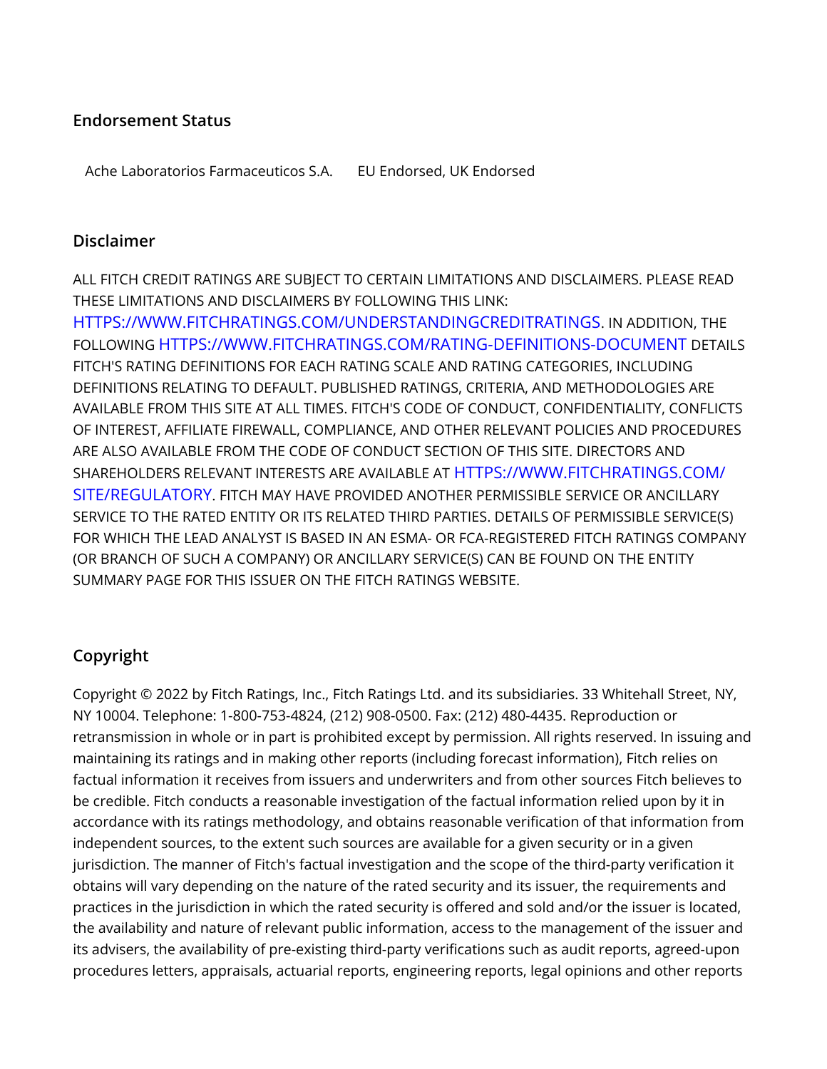## Endorsement Status

| | |
|---|---|
| Ache Laboratorios Farmaceuticos S.A. | EU Endorsed, UK Endorsed |

## Disclaimer

ALL FITCH CREDIT RATINGS ARE SUBJECT TO CERTAIN LIMITATIONS AND DISCLAIMERS. PLEASE READ THESE LIMITATIONS AND DISCLAIMERS BY FOLLOWING THIS LINK: HTTPS://WWW.FITCHRATINGS.COM/UNDERSTANDINGCREDITRATINGS. IN ADDITION, THE FOLLOWING HTTPS://WWW.FITCHRATINGS.COM/RATING-DEFINITIONS-DOCUMENT DETAILS FITCH'S RATING DEFINITIONS FOR EACH RATING SCALE AND RATING CATEGORIES, INCLUDING DEFINITIONS RELATING TO DEFAULT. PUBLISHED RATINGS, CRITERIA, AND METHODOLOGIES ARE AVAILABLE FROM THIS SITE AT ALL TIMES. FITCH'S CODE OF CONDUCT, CONFIDENTIALITY, CONFLICTS OF INTEREST, AFFILIATE FIREWALL, COMPLIANCE, AND OTHER RELEVANT POLICIES AND PROCEDURES ARE ALSO AVAILABLE FROM THE CODE OF CONDUCT SECTION OF THIS SITE. DIRECTORS AND SHAREHOLDERS RELEVANT INTERESTS ARE AVAILABLE AT HTTPS://WWW.FITCHRATINGS.COM/SITE/REGULATORY. FITCH MAY HAVE PROVIDED ANOTHER PERMISSIBLE SERVICE OR ANCILLARY SERVICE TO THE RATED ENTITY OR ITS RELATED THIRD PARTIES. DETAILS OF PERMISSIBLE SERVICE(S) FOR WHICH THE LEAD ANALYST IS BASED IN AN ESMA- OR FCA-REGISTERED FITCH RATINGS COMPANY (OR BRANCH OF SUCH A COMPANY) OR ANCILLARY SERVICE(S) CAN BE FOUND ON THE ENTITY SUMMARY PAGE FOR THIS ISSUER ON THE FITCH RATINGS WEBSITE.

## Copyright

Copyright © 2022 by Fitch Ratings, Inc., Fitch Ratings Ltd. and its subsidiaries. 33 Whitehall Street, NY, NY 10004. Telephone: 1-800-753-4824, (212) 908-0500. Fax: (212) 480-4435. Reproduction or retransmission in whole or in part is prohibited except by permission. All rights reserved. In issuing and maintaining its ratings and in making other reports (including forecast information), Fitch relies on factual information it receives from issuers and underwriters and from other sources Fitch believes to be credible. Fitch conducts a reasonable investigation of the factual information relied upon by it in accordance with its ratings methodology, and obtains reasonable verification of that information from independent sources, to the extent such sources are available for a given security or in a given jurisdiction. The manner of Fitch's factual investigation and the scope of the third-party verification it obtains will vary depending on the nature of the rated security and its issuer, the requirements and practices in the jurisdiction in which the rated security is offered and sold and/or the issuer is located, the availability and nature of relevant public information, access to the management of the issuer and its advisers, the availability of pre-existing third-party verifications such as audit reports, agreed-upon procedures letters, appraisals, actuarial reports, engineering reports, legal opinions and other reports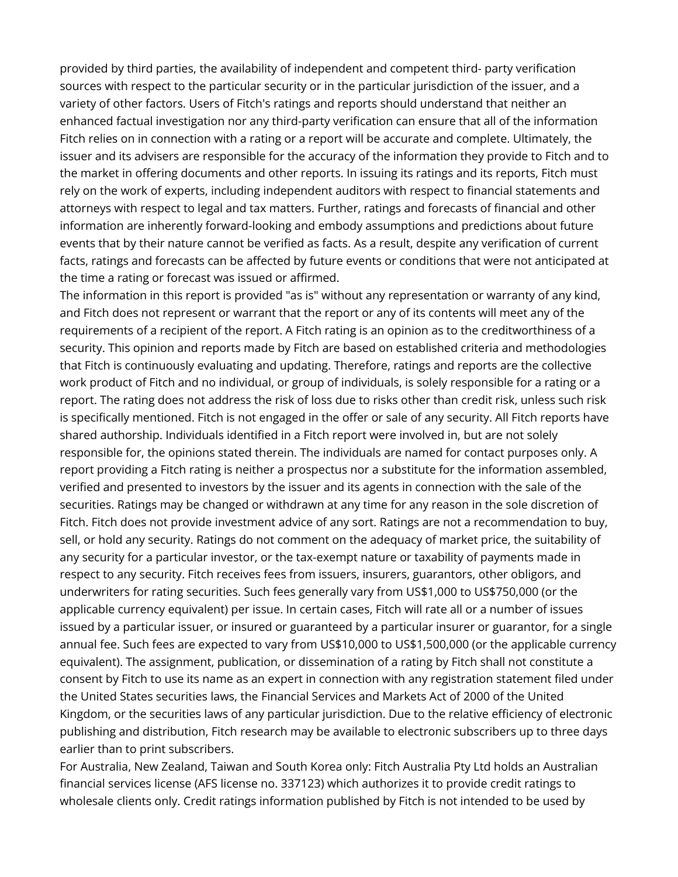provided by third parties, the availability of independent and competent third- party verification sources with respect to the particular security or in the particular jurisdiction of the issuer, and a variety of other factors. Users of Fitch's ratings and reports should understand that neither an enhanced factual investigation nor any third-party verification can ensure that all of the information Fitch relies on in connection with a rating or a report will be accurate and complete. Ultimately, the issuer and its advisers are responsible for the accuracy of the information they provide to Fitch and to the market in offering documents and other reports. In issuing its ratings and its reports, Fitch must rely on the work of experts, including independent auditors with respect to financial statements and attorneys with respect to legal and tax matters. Further, ratings and forecasts of financial and other information are inherently forward-looking and embody assumptions and predictions about future events that by their nature cannot be verified as facts. As a result, despite any verification of current facts, ratings and forecasts can be affected by future events or conditions that were not anticipated at the time a rating or forecast was issued or affirmed.

The information in this report is provided "as is" without any representation or warranty of any kind, and Fitch does not represent or warrant that the report or any of its contents will meet any of the requirements of a recipient of the report. A Fitch rating is an opinion as to the creditworthiness of a security. This opinion and reports made by Fitch are based on established criteria and methodologies that Fitch is continuously evaluating and updating. Therefore, ratings and reports are the collective work product of Fitch and no individual, or group of individuals, is solely responsible for a rating or a report. The rating does not address the risk of loss due to risks other than credit risk, unless such risk is specifically mentioned. Fitch is not engaged in the offer or sale of any security. All Fitch reports have shared authorship. Individuals identified in a Fitch report were involved in, but are not solely responsible for, the opinions stated therein. The individuals are named for contact purposes only. A report providing a Fitch rating is neither a prospectus nor a substitute for the information assembled, verified and presented to investors by the issuer and its agents in connection with the sale of the securities. Ratings may be changed or withdrawn at any time for any reason in the sole discretion of Fitch. Fitch does not provide investment advice of any sort. Ratings are not a recommendation to buy, sell, or hold any security. Ratings do not comment on the adequacy of market price, the suitability of any security for a particular investor, or the tax-exempt nature or taxability of payments made in respect to any security. Fitch receives fees from issuers, insurers, guarantors, other obligors, and underwriters for rating securities. Such fees generally vary from US$1,000 to US$750,000 (or the applicable currency equivalent) per issue. In certain cases, Fitch will rate all or a number of issues issued by a particular issuer, or insured or guaranteed by a particular insurer or guarantor, for a single annual fee. Such fees are expected to vary from US$10,000 to US$1,500,000 (or the applicable currency equivalent). The assignment, publication, or dissemination of a rating by Fitch shall not constitute a consent by Fitch to use its name as an expert in connection with any registration statement filed under the United States securities laws, the Financial Services and Markets Act of 2000 of the United Kingdom, or the securities laws of any particular jurisdiction. Due to the relative efficiency of electronic publishing and distribution, Fitch research may be available to electronic subscribers up to three days earlier than to print subscribers.

For Australia, New Zealand, Taiwan and South Korea only: Fitch Australia Pty Ltd holds an Australian financial services license (AFS license no. 337123) which authorizes it to provide credit ratings to wholesale clients only. Credit ratings information published by Fitch is not intended to be used by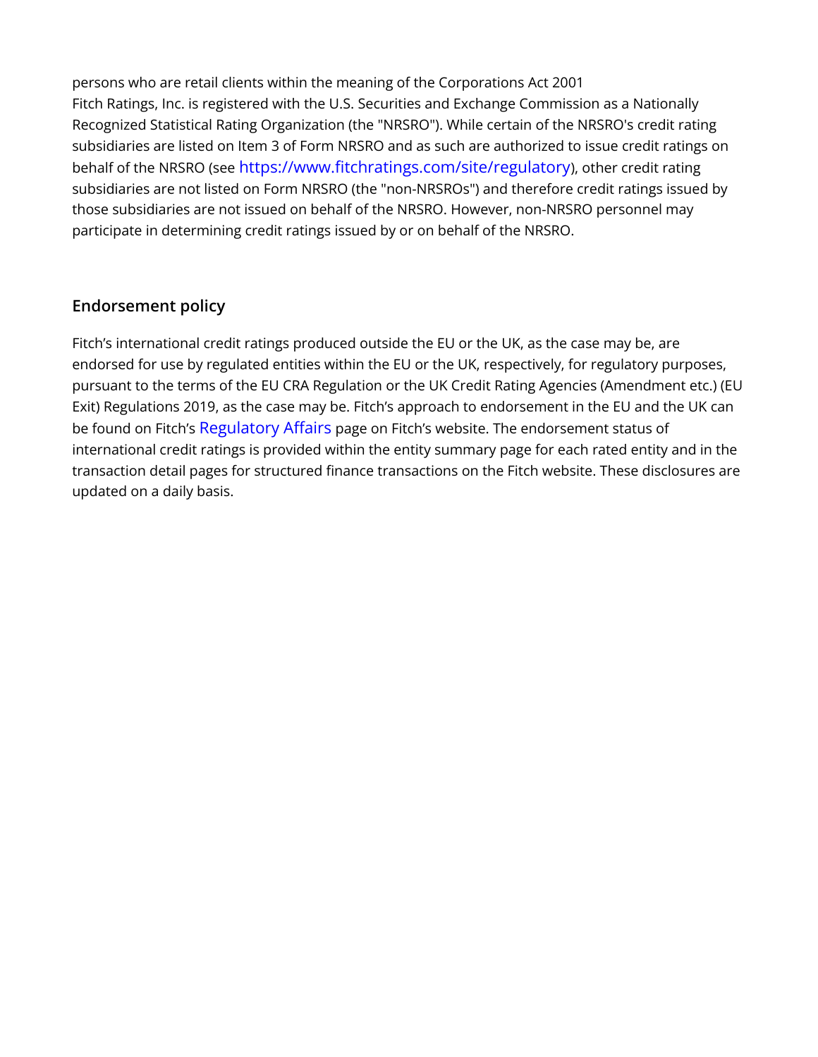persons who are retail clients within the meaning of the Corporations Act 2001
Fitch Ratings, Inc. is registered with the U.S. Securities and Exchange Commission as a Nationally Recognized Statistical Rating Organization (the "NRSRO"). While certain of the NRSRO's credit rating subsidiaries are listed on Item 3 of Form NRSRO and as such are authorized to issue credit ratings on behalf of the NRSRO (see https://www.fitchratings.com/site/regulatory), other credit rating subsidiaries are not listed on Form NRSRO (the "non-NRSROs") and therefore credit ratings issued by those subsidiaries are not issued on behalf of the NRSRO. However, non-NRSRO personnel may participate in determining credit ratings issued by or on behalf of the NRSRO.

## Endorsement policy

Fitch's international credit ratings produced outside the EU or the UK, as the case may be, are endorsed for use by regulated entities within the EU or the UK, respectively, for regulatory purposes, pursuant to the terms of the EU CRA Regulation or the UK Credit Rating Agencies (Amendment etc.) (EU Exit) Regulations 2019, as the case may be. Fitch's approach to endorsement in the EU and the UK can be found on Fitch's Regulatory Affairs page on Fitch's website. The endorsement status of international credit ratings is provided within the entity summary page for each rated entity and in the transaction detail pages for structured finance transactions on the Fitch website. These disclosures are updated on a daily basis.